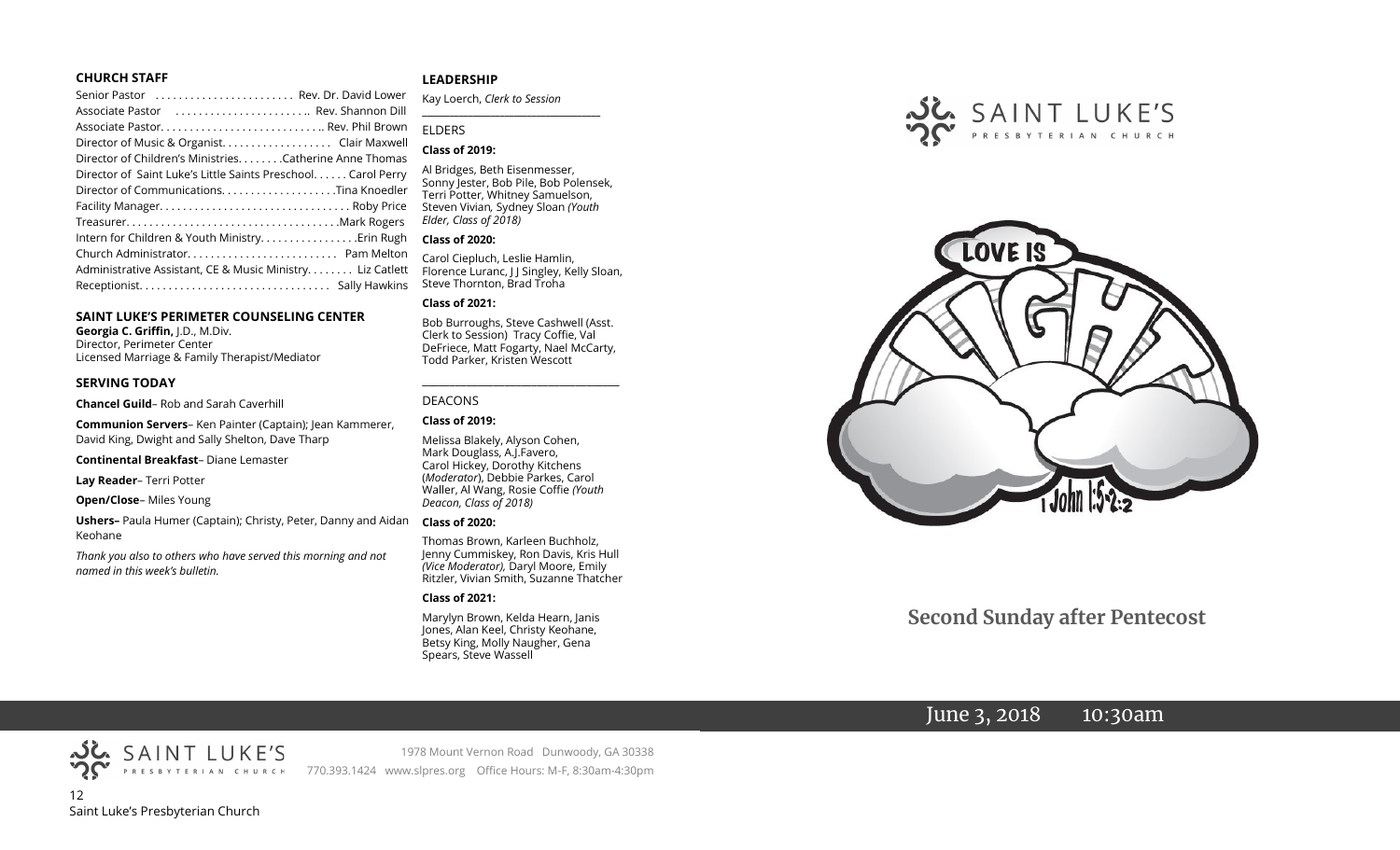### CHURCH STAFF

Senior Pastor . . . . . . . . . . . . . . . . . . . . . . . Rev. Dr. David Lower
Associate Pastor . . . . . . . . . . . . . . . . . . . . . .. Rev. Shannon Dill
Associate Pastor. . . . . . . . . . . . . . . . . . . . . . . . . . .. Rev. Phil Brown
Director of Music & Organist. . . . . . . . . . . . . . . . . . Clair Maxwell
Director of Children's Ministries. . . . . . . .Catherine Anne Thomas
Director of Saint Luke's Little Saints Preschool. . . . . . Carol Perry
Director of Communications. . . . . . . . . . . . . . . . . . . .Tina Knoedler
Facility Manager. . . . . . . . . . . . . . . . . . . . . . . . . . . . . . . . Roby Price
Treasurer. . . . . . . . . . . . . . . . . . . . . . . . . . . . . . . . . . . .Mark Rogers
Intern for Children & Youth Ministry. . . . . . . . . . . . . . . . .Erin Rugh
Church Administrator. . . . . . . . . . . . . . . . . . . . . . . . . Pam Melton
Administrative Assistant, CE & Music Ministry. . . . . . . . Liz Catlett
Receptionist. . . . . . . . . . . . . . . . . . . . . . . . . . . . . . . . Sally Hawkins

### SAINT LUKE'S PERIMETER COUNSELING CENTER

**Georgia C. Griffin,** J.D., M.Div.
Director, Perimeter Center
Licensed Marriage & Family Therapist/Mediator

### SERVING TODAY

**Chancel Guild**– Rob and Sarah Caverhill

**Communion Servers**– Ken Painter (Captain); Jean Kammerer, David King, Dwight and Sally Shelton, Dave Tharp

**Continental Breakfast**– Diane Lemaster

**Lay Reader**– Terri Potter

**Open/Close**– Miles Young

**Ushers–** Paula Humer (Captain); Christy, Peter, Danny and Aidan Keohane

*Thank you also to others who have served this morning and not named in this week's bulletin.*

### LEADERSHIP

Kay Loerch, *Clerk to Session*

ELDERS

**Class of 2019:**

Al Bridges, Beth Eisenmesser, Sonny Jester, Bob Pile, Bob Polensek, Terri Potter, Whitney Samuelson, Steven Vivian, Sydney Sloan *(Youth Elder, Class of 2018)*

**Class of 2020:**

Carol Ciepluch, Leslie Hamlin, Florence Luranc, J J Singley, Kelly Sloan, Steve Thornton, Brad Troha

**Class of 2021:**

Bob Burroughs, Steve Cashwell (Asst. Clerk to Session) Tracy Coffie, Val DeFriece, Matt Fogarty, Nael McCarty, Todd Parker, Kristen Wescott

DEACONS

**Class of 2019:**

Melissa Blakely, Alyson Cohen, Mark Douglass, A.J.Favero, Carol Hickey, Dorothy Kitchens (*Moderator*), Debbie Parkes, Carol Waller, Al Wang, Rosie Coffie *(Youth Deacon, Class of 2018)*

**Class of 2020:**

Thomas Brown, Karleen Buchholz, Jenny Cummiskey, Ron Davis, Kris Hull *(Vice Moderator),* Daryl Moore, Emily Ritzler, Vivian Smith, Suzanne Thatcher

**Class of 2021:**

Marylyn Brown, Kelda Hearn, Janis Jones, Alan Keel, Christy Keohane, Betsy King, Molly Naugher, Gena Spears, Steve Wassell

SAINT LUKE'S PRESBYTERIAN CHURCH
1978 Mount Vernon Road Dunwoody, GA 30338
770.393.1424 www.slpres.org Office Hours: M-F, 8:30am-4:30pm

SAINT LUKE'S PRESBYTERIAN CHURCH

LOVE IS LIGHT
1 John 1:5-2:2

# Second Sunday after Pentecost

June 3, 2018 10:30am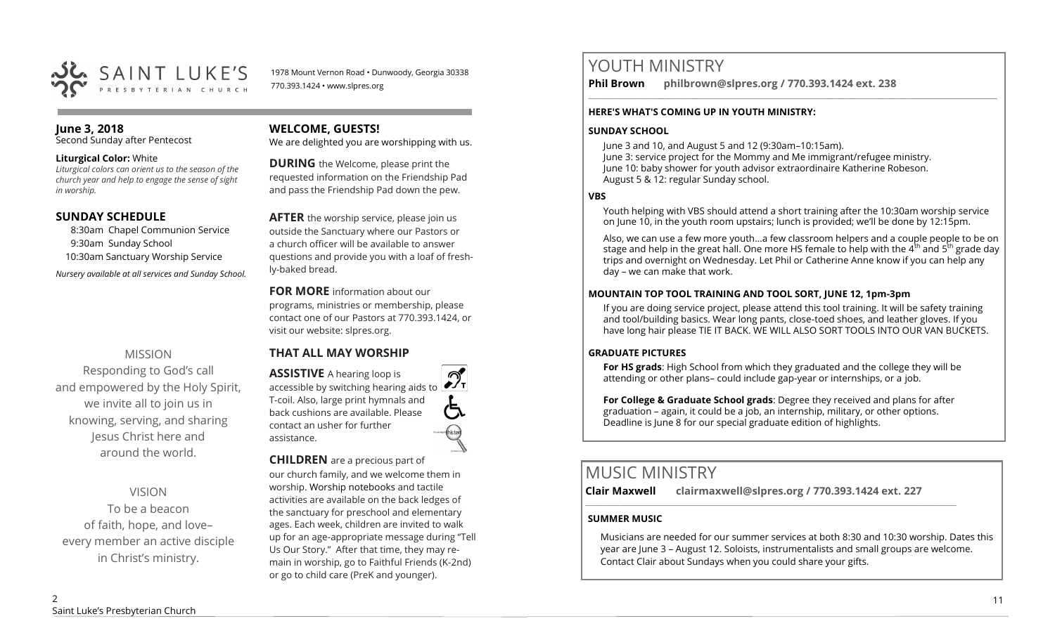# SAINT LUKE'S PRESBYTERIAN CHURCH

1978 Mount Vernon Road • Dunwoody, Georgia 30338
770.393.1424 • www.slpres.org

**June 3, 2018**
Second Sunday after Pentecost

**Liturgical Color:** White
*Liturgical colors can orient us to the season of the church year and help to engage the sense of sight in worship.*

## SUNDAY SCHEDULE

8:30am Chapel Communion Service
9:30am Sunday School
10:30am Sanctuary Worship Service

*Nursery available at all services and Sunday School.*

MISSION

Responding to God's call and empowered by the Holy Spirit, we invite all to join us in knowing, serving, and sharing Jesus Christ here and around the world.

VISION

To be a beacon of faith, hope, and love– every member an active disciple in Christ's ministry.

## WELCOME, GUESTS!

We are delighted you are worshipping with us.

**DURING** the Welcome, please print the requested information on the Friendship Pad and pass the Friendship Pad down the pew.

**AFTER** the worship service, please join us outside the Sanctuary where our Pastors or a church officer will be available to answer questions and provide you with a loaf of freshly-baked bread.

**FOR MORE** information about our programs, ministries or membership, please contact one of our Pastors at 770.393.1424, or visit our website: slpres.org.

## THAT ALL MAY WORSHIP

**ASSISTIVE** A hearing loop is accessible by switching hearing aids to T-coil. Also, large print hymnals and back cushions are available. Please contact an usher for further assistance.

**CHILDREN** are a precious part of our church family, and we welcome them in worship. Worship notebooks and tactile activities are available on the back ledges of the sanctuary for preschool and elementary ages. Each week, children are invited to walk up for an age-appropriate message during "Tell Us Our Story." After that time, they may remain in worship, go to Faithful Friends (K-2nd) or go to child care (PreK and younger).

# YOUTH MINISTRY

**Phil Brown philbrown@slpres.org / 770.393.1424 ext. 238**

**HERE'S WHAT'S COMING UP IN YOUTH MINISTRY:**

**SUNDAY SCHOOL**

June 3 and 10, and August 5 and 12 (9:30am–10:15am).
June 3: service project for the Mommy and Me immigrant/refugee ministry.
June 10: baby shower for youth advisor extraordinaire Katherine Robeson.
August 5 & 12: regular Sunday school.

**VBS**

Youth helping with VBS should attend a short training after the 10:30am worship service on June 10, in the youth room upstairs; lunch is provided; we'll be done by 12:15pm.

Also, we can use a few more youth…a few classroom helpers and a couple people to be on stage and help in the great hall. One more HS female to help with the 4th and 5th grade day trips and overnight on Wednesday. Let Phil or Catherine Anne know if you can help any day – we can make that work.

**MOUNTAIN TOP TOOL TRAINING AND TOOL SORT, JUNE 12, 1pm-3pm**

If you are doing service project, please attend this tool training. It will be safety training and tool/building basics. Wear long pants, close-toed shoes, and leather gloves. If you have long hair please TIE IT BACK. WE WILL ALSO SORT TOOLS INTO OUR VAN BUCKETS.

**GRADUATE PICTURES**

**For HS grads**: High School from which they graduated and the college they will be attending or other plans– could include gap-year or internships, or a job.

**For College & Graduate School grads**: Degree they received and plans for after graduation – again, it could be a job, an internship, military, or other options. Deadline is June 8 for our special graduate edition of highlights.

# MUSIC MINISTRY

**Clair Maxwell clairmaxwell@slpres.org / 770.393.1424 ext. 227**

**SUMMER MUSIC**

Musicians are needed for our summer services at both 8:30 and 10:30 worship. Dates this year are June 3 – August 12. Soloists, instrumentalists and small groups are welcome. Contact Clair about Sundays when you could share your gifts.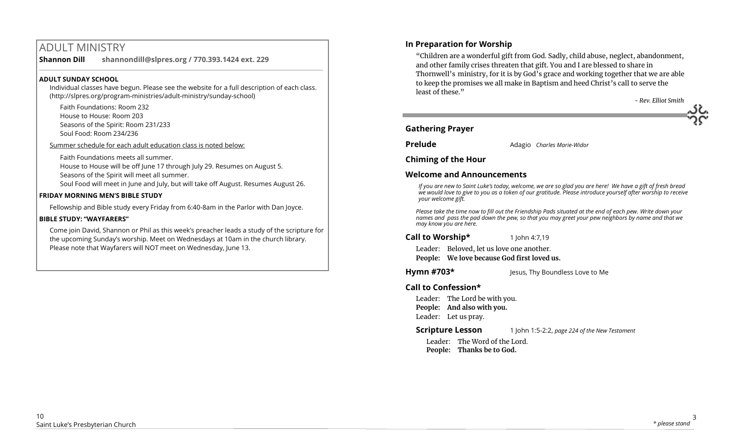# ADULT MINISTRY

**Shannon Dill** **shannondill@slpres.org / 770.393.1424 ext. 229**

### ADULT SUNDAY SCHOOL

Individual classes have begun. Please see the website for a full description of each class. (http://slpres.org/program-ministries/adult-ministry/sunday-school)

Faith Foundations: Room 232
House to House: Room 203
Seasons of the Spirit: Room 231/233
Soul Food: Room 234/236

Summer schedule for each adult education class is noted below:

Faith Foundations meets all summer.
House to House will be off June 17 through July 29. Resumes on August 5.
Seasons of the Spirit will meet all summer.
Soul Food will meet in June and July, but will take off August. Resumes August 26.

### FRIDAY MORNING MEN'S BIBLE STUDY

Fellowship and Bible study every Friday from 6:40-8am in the Parlor with Dan Joyce.

### BIBLE STUDY: "WAYFARERS"

Come join David, Shannon or Phil as this week's preacher leads a study of the scripture for the upcoming Sunday's worship. Meet on Wednesdays at 10am in the church library. Please note that Wayfarers will NOT meet on Wednesday, June 13.

## In Preparation for Worship

"Children are a wonderful gift from God. Sadly, child abuse, neglect, abandonment, and other family crises threaten that gift. You and I are blessed to share in Thornwell's ministry, for it is by God's grace and working together that we are able to keep the promises we all make in Baptism and heed Christ's call to serve the least of these."

*- Rev. Elliot Smith*

## Gathering Prayer

**Prelude** Adagio *Charles Marie-Widor*

**Chiming of the Hour**

**Welcome and Announcements**

*If you are new to Saint Luke's today, welcome, we are so glad you are here! We have a gift of fresh bread we would love to give to you as a token of our gratitude. Please introduce yourself after worship to receive your welcome gift.*

*Please take the time now to fill out the Friendship Pads situated at the end of each pew. Write down your names and pass the pad down the pew, so that you may greet your pew neighbors by name and that we may know you are here.*

**Call to Worship*** 1 John 4:7,19

Leader: Beloved, let us love one another.
**People: We love because God first loved us.**

**Hymn #703*** Jesus, Thy Boundless Love to Me

**Call to Confession***

Leader: The Lord be with you.
**People: And also with you.**
Leader: Let us pray.

**Scripture Lesson** 1 John 1:5-2:2, *page 224 of the New Testament*

Leader: The Word of the Lord.
**People: Thanks be to God.**

*\* please stand*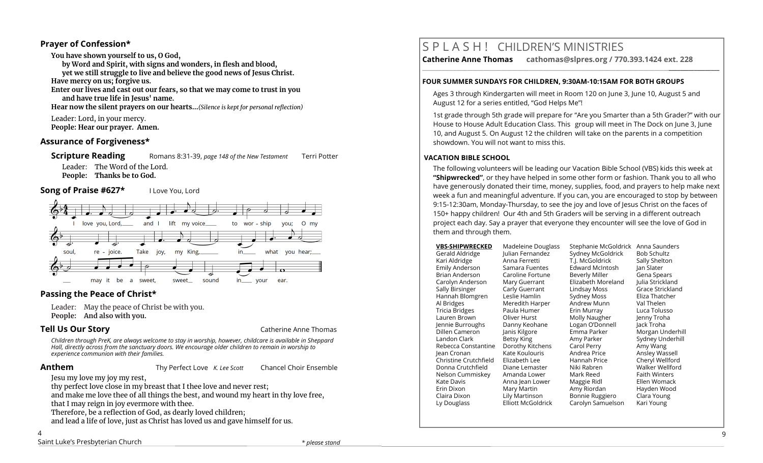## Prayer of Confession*

**You have shown yourself to us, O God,**
**by Word and Spirit, with signs and wonders, in flesh and blood,**
**yet we still struggle to live and believe the good news of Jesus Christ.**
**Have mercy on us; forgive us.**
**Enter our lives and cast out our fears, so that we may come to trust in you**
**and have true life in Jesus' name.**
**Hear now the silent prayers on our hearts…***(Silence is kept for personal reflection)*

Leader: Lord, in your mercy.
**People: Hear our prayer. Amen.**

## Assurance of Forgiveness*

### Scripture Reading — Romans 8:31-39, *page 148 of the New Testament* — Terri Potter

Leader: The Word of the Lord.
**People: Thanks be to God.**

## Song of Praise #627* — I Love You, Lord

I love you, Lord, and I lift my voice to worship you; O my soul, rejoice. Take joy, my King, in what you hear; may it be a sweet, sweet sound in your ear.

## Passing the Peace of Christ*

Leader: May the peace of Christ be with you.
**People: And also with you.**

## Tell Us Our Story — Catherine Anne Thomas

*Children through PreK, are always welcome to stay in worship, however, childcare is available in Sheppard Hall, directly across from the sanctuary doors. We encourage older children to remain in worship to experience communion with their families.*

## Anthem — Thy Perfect Love *K. Lee Scott* — Chancel Choir Ensemble

Jesu my love my joy my rest,
thy perfect love close in my breast that I thee love and never rest;
and make me love thee of all things the best, and wound my heart in thy love free,
that I may reign in joy evermore with thee.
Therefore, be a reflection of God, as dearly loved children;
and lead a life of love, just as Christ has loved us and gave himself for us.

*\* please stand*

# S P L A S H ! CHILDREN'S MINISTRIES

**Catherine Anne Thomas cathomas@slpres.org / 770.393.1424 ext. 228**

### FOUR SUMMER SUNDAYS FOR CHILDREN, 9:30AM-10:15AM FOR BOTH GROUPS

Ages 3 through Kindergarten will meet in Room 120 on June 3, June 10, August 5 and August 12 for a series entitled, "God Helps Me"!

1st grade through 5th grade will prepare for "Are you Smarter than a 5th Grader?" with our House to House Adult Education Class. This group will meet in The Dock on June 3, June 10, and August 5. On August 12 the children will take on the parents in a competition showdown. You will not want to miss this.

### VACATION BIBLE SCHOOL

The following volunteers will be leading our Vacation Bible School (VBS) kids this week at **"Shipwrecked"**, or they have helped in some other form or fashion. Thank you to all who have generously donated their time, money, supplies, food, and prayers to help make next week a fun and meaningful adventure. If you can, you are encouraged to stop by between 9:15-12:30am, Monday-Thursday, to see the joy and love of Jesus Christ on the faces of 150+ happy children! Our 4th and 5th Graders will be serving in a different outreach project each day. Say a prayer that everyone they encounter will see the love of God in them and through them.

**VBS-SHIPWRECKED**

Gerald Aldridge
Kari Aldridge
Emily Anderson
Brian Anderson
Carolyn Anderson
Sally Birsinger
Hannah Blomgren
Al Bridges
Tricia Bridges
Lauren Brown
Jennie Burroughs
Dillen Cameron
Landon Clark
Rebecca Constantine
Jean Cronan
Christine Crutchfield
Donna Crutchfield
Nelson Cummiskey
Kate Davis
Erin Dixon
Claira Dixon
Ly Douglass
Madeleine Douglass
Julian Fernandez
Anna Ferretti
Samara Fuentes
Caroline Fortune
Mary Guerrant
Carly Guerrant
Leslie Hamlin
Meredith Harper
Paula Humer
Oliver Hurst
Danny Keohane
Janis Kilgore
Betsy King
Dorothy Kitchens
Kate Koulouris
Elizabeth Lee
Diane Lemaster
Amanda Lower
Anna Jean Lower
Mary Martin
Lily Martinson
Elliott McGoldrick
Stephanie McGoldrick
Sydney McGoldrick
T.J. McGoldrick
Edward McIntosh
Beverly Miller
Elizabeth Moreland
Lindsay Moss
Sydney Moss
Andrew Munn
Erin Murray
Molly Naugher
Logan O'Donnell
Emma Parker
Amy Parker
Carol Perry
Andrea Price
Hannah Price
Niki Rabren
Mark Reed
Maggie Ridl
Amy Riordan
Bonnie Ruggiero
Carolyn Samuelson
Anna Saunders
Bob Schultz
Sally Shelton
Jan Slater
Gena Spears
Julia Strickland
Grace Strickland
Eliza Thatcher
Val Thelen
Luca Tolusso
Jenny Troha
Jack Troha
Morgan Underhill
Sydney Underhill
Amy Wang
Ansley Wassell
Cheryl Wellford
Walker Wellford
Faith Winters
Ellen Womack
Hayden Wood
Clara Young
Kari Young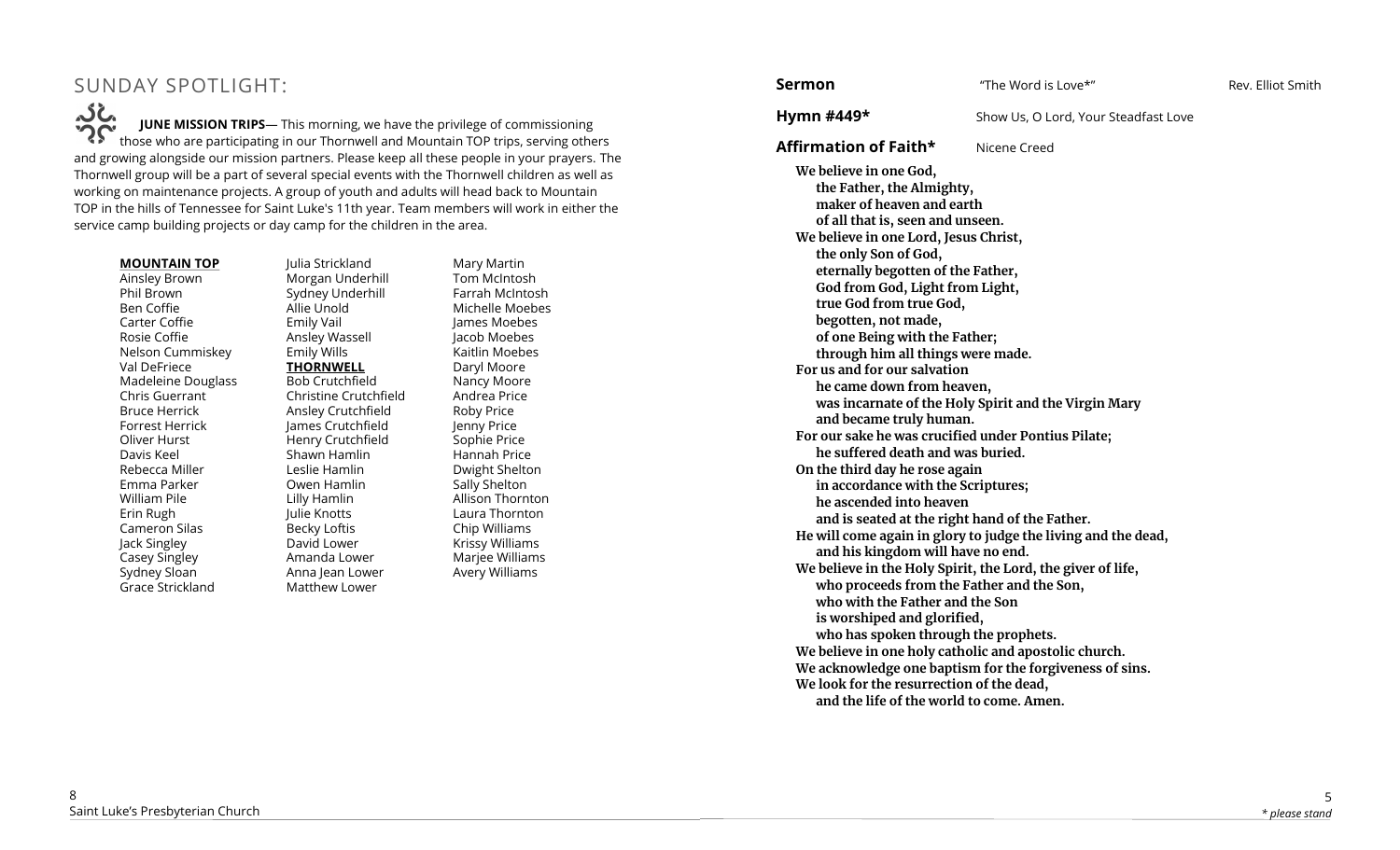## SUNDAY SPOTLIGHT:

**JUNE MISSION TRIPS**— This morning, we have the privilege of commissioning those who are participating in our Thornwell and Mountain TOP trips, serving others and growing alongside our mission partners. Please keep all these people in your prayers. The Thornwell group will be a part of several special events with the Thornwell children as well as working on maintenance projects. A group of youth and adults will head back to Mountain TOP in the hills of Tennessee for Saint Luke's 11th year. Team members will work in either the service camp building projects or day camp for the children in the area.

**MOUNTAIN TOP**

Ainsley Brown
Phil Brown
Ben Coffie
Carter Coffie
Rosie Coffie
Nelson Cummiskey
Val DeFriece
Madeleine Douglass
Chris Guerrant
Bruce Herrick
Forrest Herrick
Oliver Hurst
Davis Keel
Rebecca Miller
Emma Parker
William Pile
Erin Rugh
Cameron Silas
Jack Singley
Casey Singley
Sydney Sloan
Grace Strickland
Julia Strickland
Morgan Underhill
Sydney Underhill
Allie Unold
Emily Vail
Ansley Wassell
Emily Wills

**THORNWELL**

Bob Crutchfield
Christine Crutchfield
Ansley Crutchfield
James Crutchfield
Henry Crutchfield
Shawn Hamlin
Leslie Hamlin
Owen Hamlin
Lilly Hamlin
Julie Knotts
Becky Loftis
David Lower
Amanda Lower
Anna Jean Lower
Matthew Lower
Mary Martin
Tom McIntosh
Farrah McIntosh
Michelle Moebes
James Moebes
Jacob Moebes
Kaitlin Moebes
Daryl Moore
Nancy Moore
Andrea Price
Roby Price
Jenny Price
Sophie Price
Hannah Price
Dwight Shelton
Sally Shelton
Allison Thornton
Laura Thornton
Chip Williams
Krissy Williams
Marjee Williams
Avery Williams

**Sermon** "The Word is Love*" Rev. Elliot Smith

**Hymn #449*** Show Us, O Lord, Your Steadfast Love

**Affirmation of Faith*** Nicene Creed

**We believe in one God,**
**the Father, the Almighty,**
**maker of heaven and earth**
**of all that is, seen and unseen.**
**We believe in one Lord, Jesus Christ,**
**the only Son of God,**
**eternally begotten of the Father,**
**God from God, Light from Light,**
**true God from true God,**
**begotten, not made,**
**of one Being with the Father;**
**through him all things were made.**
**For us and for our salvation**
**he came down from heaven,**
**was incarnate of the Holy Spirit and the Virgin Mary**
**and became truly human.**
**For our sake he was crucified under Pontius Pilate;**
**he suffered death and was buried.**
**On the third day he rose again**
**in accordance with the Scriptures;**
**he ascended into heaven**
**and is seated at the right hand of the Father.**
**He will come again in glory to judge the living and the dead,**
**and his kingdom will have no end.**
**We believe in the Holy Spirit, the Lord, the giver of life,**
**who proceeds from the Father and the Son,**
**who with the Father and the Son**
**is worshiped and glorified,**
**who has spoken through the prophets.**
**We believe in one holy catholic and apostolic church.**
**We acknowledge one baptism for the forgiveness of sins.**
**We look for the resurrection of the dead,**
**and the life of the world to come. Amen.**

*\* please stand*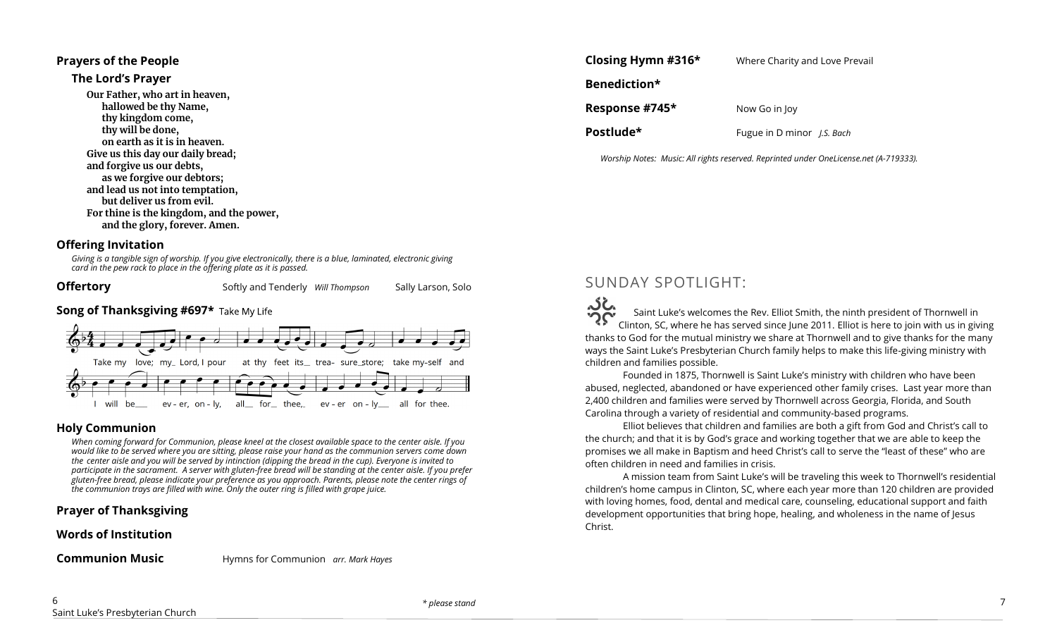## Prayers of the People

### The Lord's Prayer

**Our Father, who art in heaven,**
**hallowed be thy Name,**
**thy kingdom come,**
**thy will be done,**
**on earth as it is in heaven.**
**Give us this day our daily bread;**
**and forgive us our debts,**
**as we forgive our debtors;**
**and lead us not into temptation,**
**but deliver us from evil.**
**For thine is the kingdom, and the power,**
**and the glory, forever. Amen.**

## Offering Invitation

*Giving is a tangible sign of worship. If you give electronically, there is a blue, laminated, electronic giving card in the pew rack to place in the offering plate as it is passed.*

**Offertory** Softly and Tenderly *Will Thompson* Sally Larson, Solo

**Song of Thanksgiving #697*** Take My Life

Take my love; my Lord, I pour at thy feet its treasure store; take myself and I will be ever, only, all for thee, ever only all for thee.

## Holy Communion

*When coming forward for Communion, please kneel at the closest available space to the center aisle. If you would like to be served where you are sitting, please raise your hand as the communion servers come down the center aisle and you will be served by intinction (dipping the bread in the cup). Everyone is invited to participate in the sacrament. A server with gluten-free bread will be standing at the center aisle. If you prefer gluten-free bread, please indicate your preference as you approach. Parents, please note the center rings of the communion trays are filled with wine. Only the outer ring is filled with grape juice.*

## Prayer of Thanksgiving

## Words of Institution

**Communion Music** Hymns for Communion *arr. Mark Hayes*

**Closing Hymn #316*** Where Charity and Love Prevail

**Benediction***

**Response #745*** Now Go in Joy

**Postlude*** Fugue in D minor *J.S. Bach*

*Worship Notes: Music: All rights reserved. Reprinted under OneLicense.net (A-719333).*

*\* please stand*

## SUNDAY SPOTLIGHT:

Saint Luke's welcomes the Rev. Elliot Smith, the ninth president of Thornwell in Clinton, SC, where he has served since June 2011. Elliot is here to join with us in giving thanks to God for the mutual ministry we share at Thornwell and to give thanks for the many ways the Saint Luke's Presbyterian Church family helps to make this life-giving ministry with children and families possible.

Founded in 1875, Thornwell is Saint Luke's ministry with children who have been abused, neglected, abandoned or have experienced other family crises. Last year more than 2,400 children and families were served by Thornwell across Georgia, Florida, and South Carolina through a variety of residential and community-based programs.

Elliot believes that children and families are both a gift from God and Christ's call to the church; and that it is by God's grace and working together that we are able to keep the promises we all make in Baptism and heed Christ's call to serve the "least of these" who are often children in need and families in crisis.

A mission team from Saint Luke's will be traveling this week to Thornwell's residential children's home campus in Clinton, SC, where each year more than 120 children are provided with loving homes, food, dental and medical care, counseling, educational support and faith development opportunities that bring hope, healing, and wholeness in the name of Jesus Christ.